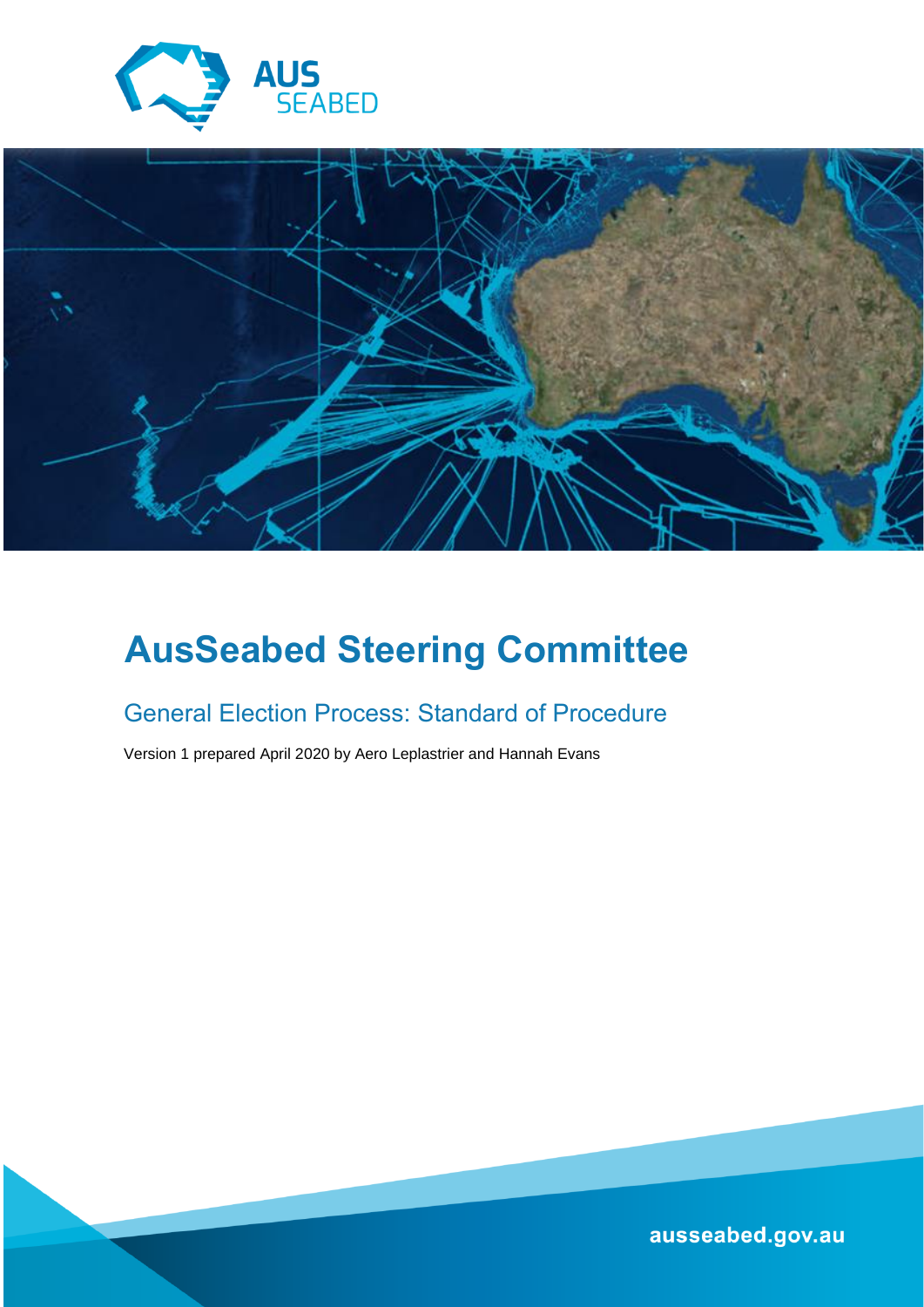AUS SEABED

# AusSeabed Steering Committee

## General Election Process: Standard of Procedure

Version 1 prepared April 2020 by Aero Leplastrier and Hannah Evans

ausseabed.gov.au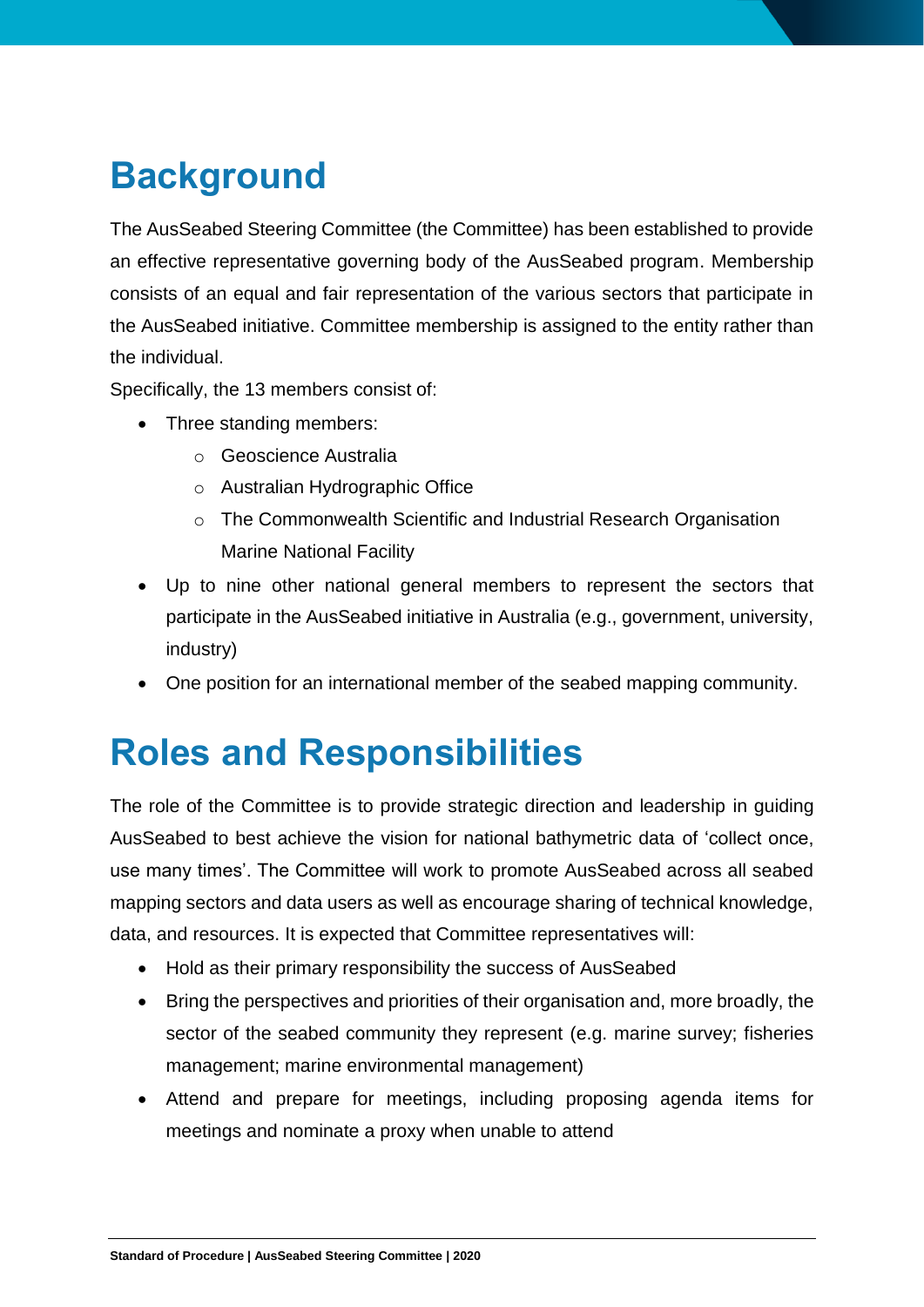# Background

The AusSeabed Steering Committee (the Committee) has been established to provide an effective representative governing body of the AusSeabed program. Membership consists of an equal and fair representation of the various sectors that participate in the AusSeabed initiative. Committee membership is assigned to the entity rather than the individual.

Specifically, the 13 members consist of:

- Three standing members:
  - Geoscience Australia
  - Australian Hydrographic Office
  - The Commonwealth Scientific and Industrial Research Organisation Marine National Facility
- Up to nine other national general members to represent the sectors that participate in the AusSeabed initiative in Australia (e.g., government, university, industry)
- One position for an international member of the seabed mapping community.

# Roles and Responsibilities

The role of the Committee is to provide strategic direction and leadership in guiding AusSeabed to best achieve the vision for national bathymetric data of 'collect once, use many times'. The Committee will work to promote AusSeabed across all seabed mapping sectors and data users as well as encourage sharing of technical knowledge, data, and resources. It is expected that Committee representatives will:

- Hold as their primary responsibility the success of AusSeabed
- Bring the perspectives and priorities of their organisation and, more broadly, the sector of the seabed community they represent (e.g. marine survey; fisheries management; marine environmental management)
- Attend and prepare for meetings, including proposing agenda items for meetings and nominate a proxy when unable to attend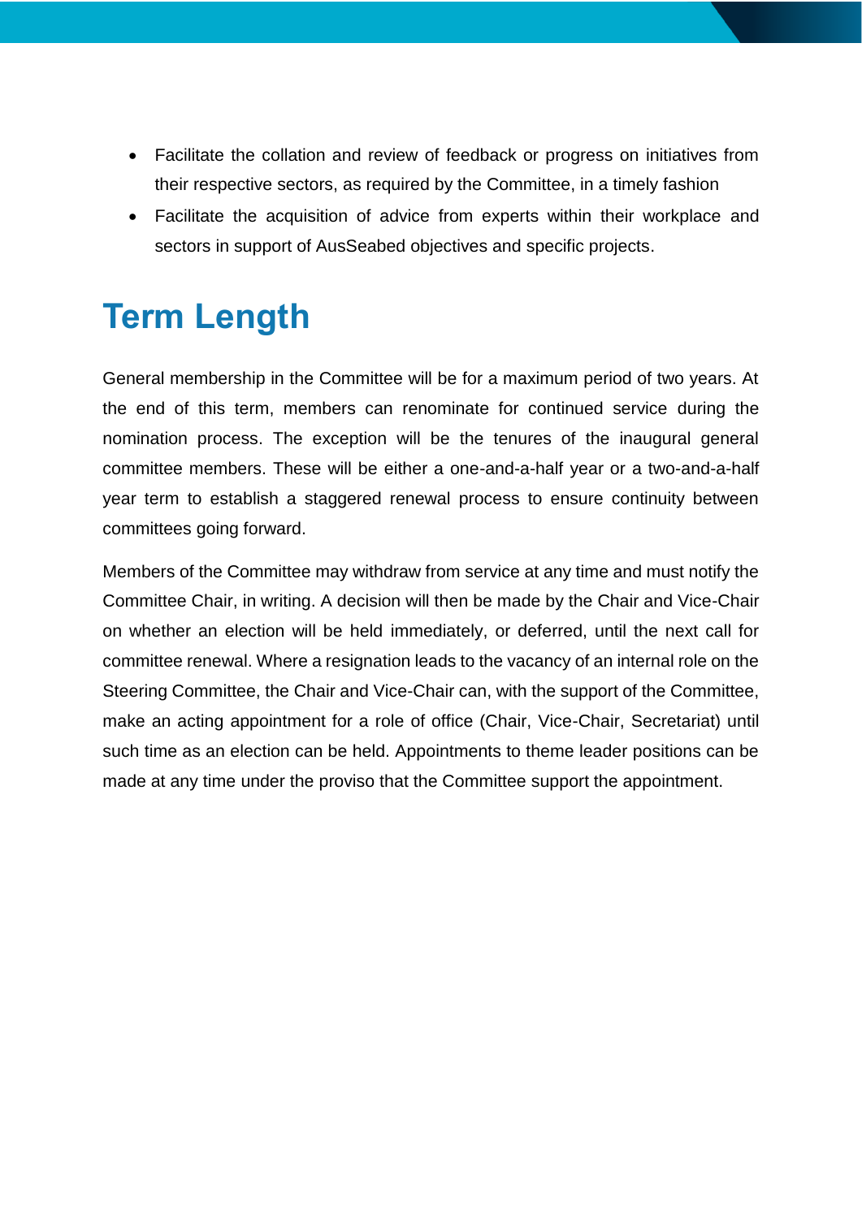- Facilitate the collation and review of feedback or progress on initiatives from their respective sectors, as required by the Committee, in a timely fashion
- Facilitate the acquisition of advice from experts within their workplace and sectors in support of AusSeabed objectives and specific projects.

# Term Length

General membership in the Committee will be for a maximum period of two years. At the end of this term, members can renominate for continued service during the nomination process. The exception will be the tenures of the inaugural general committee members. These will be either a one-and-a-half year or a two-and-a-half year term to establish a staggered renewal process to ensure continuity between committees going forward.

Members of the Committee may withdraw from service at any time and must notify the Committee Chair, in writing. A decision will then be made by the Chair and Vice-Chair on whether an election will be held immediately, or deferred, until the next call for committee renewal. Where a resignation leads to the vacancy of an internal role on the Steering Committee, the Chair and Vice-Chair can, with the support of the Committee, make an acting appointment for a role of office (Chair, Vice-Chair, Secretariat) until such time as an election can be held. Appointments to theme leader positions can be made at any time under the proviso that the Committee support the appointment.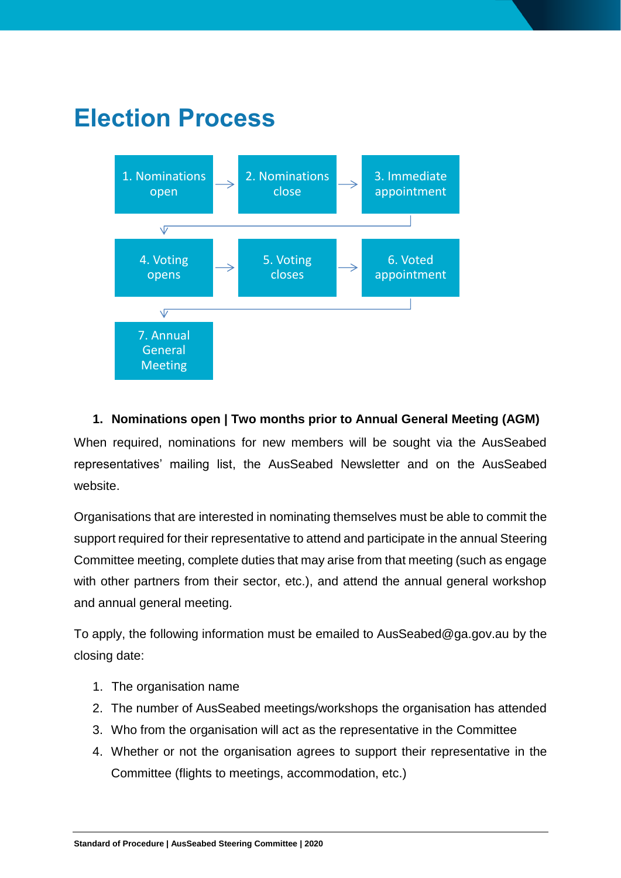# Election Process

1. Nominations open
2. Nominations close
3. Immediate appointment
4. Voting opens
5. Voting closes
6. Voted appointment
7. Annual General Meeting

**1. Nominations open | Two months prior to Annual General Meeting (AGM)**

When required, nominations for new members will be sought via the AusSeabed representatives' mailing list, the AusSeabed Newsletter and on the AusSeabed website.

Organisations that are interested in nominating themselves must be able to commit the support required for their representative to attend and participate in the annual Steering Committee meeting, complete duties that may arise from that meeting (such as engage with other partners from their sector, etc.), and attend the annual general workshop and annual general meeting.

To apply, the following information must be emailed to AusSeabed@ga.gov.au by the closing date:

1. The organisation name
2. The number of AusSeabed meetings/workshops the organisation has attended
3. Who from the organisation will act as the representative in the Committee
4. Whether or not the organisation agrees to support their representative in the Committee (flights to meetings, accommodation, etc.)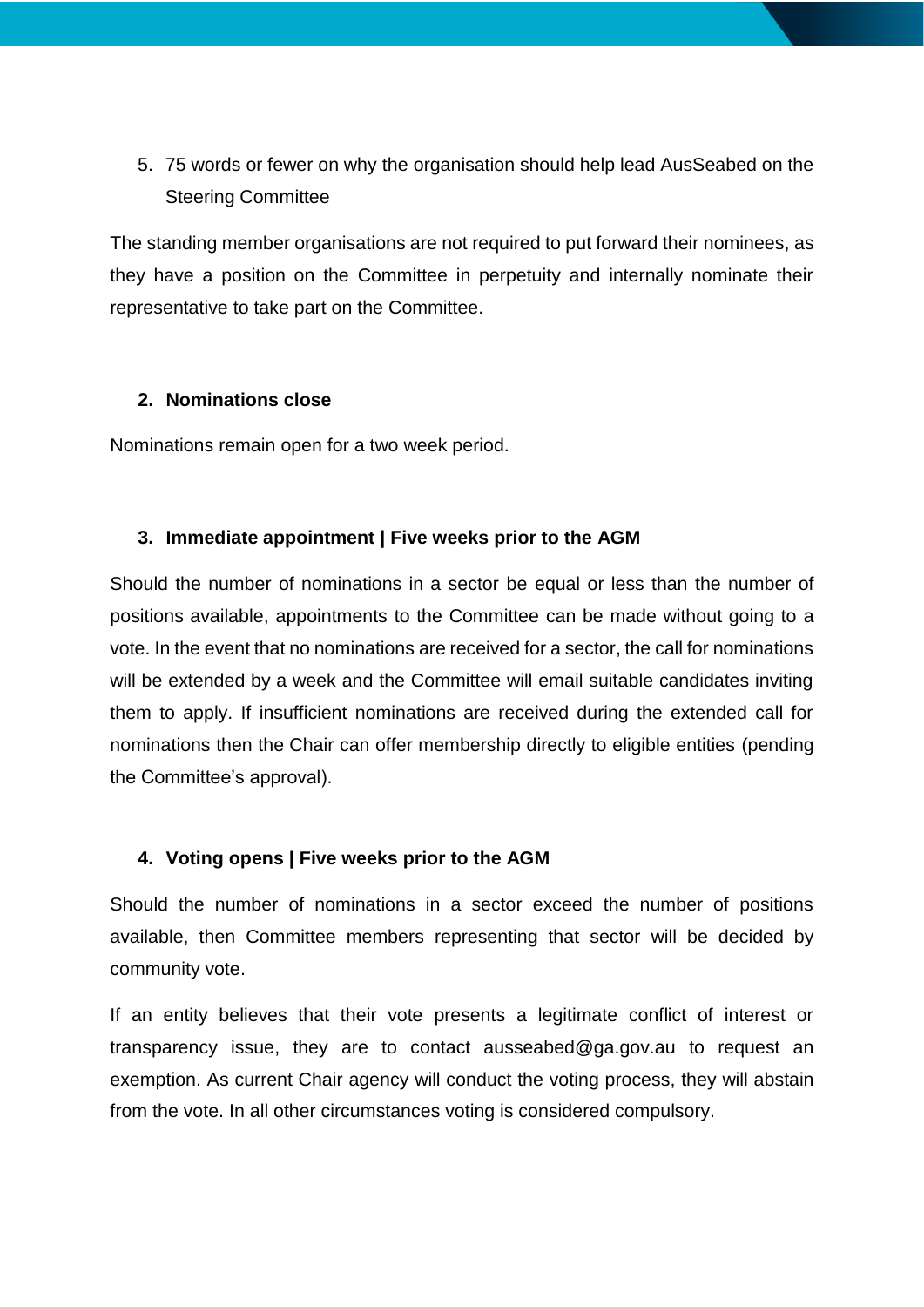5. 75 words or fewer on why the organisation should help lead AusSeabed on the Steering Committee

The standing member organisations are not required to put forward their nominees, as they have a position on the Committee in perpetuity and internally nominate their representative to take part on the Committee.

### 2. Nominations close

Nominations remain open for a two week period.

### 3. Immediate appointment | Five weeks prior to the AGM

Should the number of nominations in a sector be equal or less than the number of positions available, appointments to the Committee can be made without going to a vote. In the event that no nominations are received for a sector, the call for nominations will be extended by a week and the Committee will email suitable candidates inviting them to apply. If insufficient nominations are received during the extended call for nominations then the Chair can offer membership directly to eligible entities (pending the Committee's approval).

### 4. Voting opens | Five weeks prior to the AGM

Should the number of nominations in a sector exceed the number of positions available, then Committee members representing that sector will be decided by community vote.

If an entity believes that their vote presents a legitimate conflict of interest or transparency issue, they are to contact ausseabed@ga.gov.au to request an exemption. As current Chair agency will conduct the voting process, they will abstain from the vote. In all other circumstances voting is considered compulsory.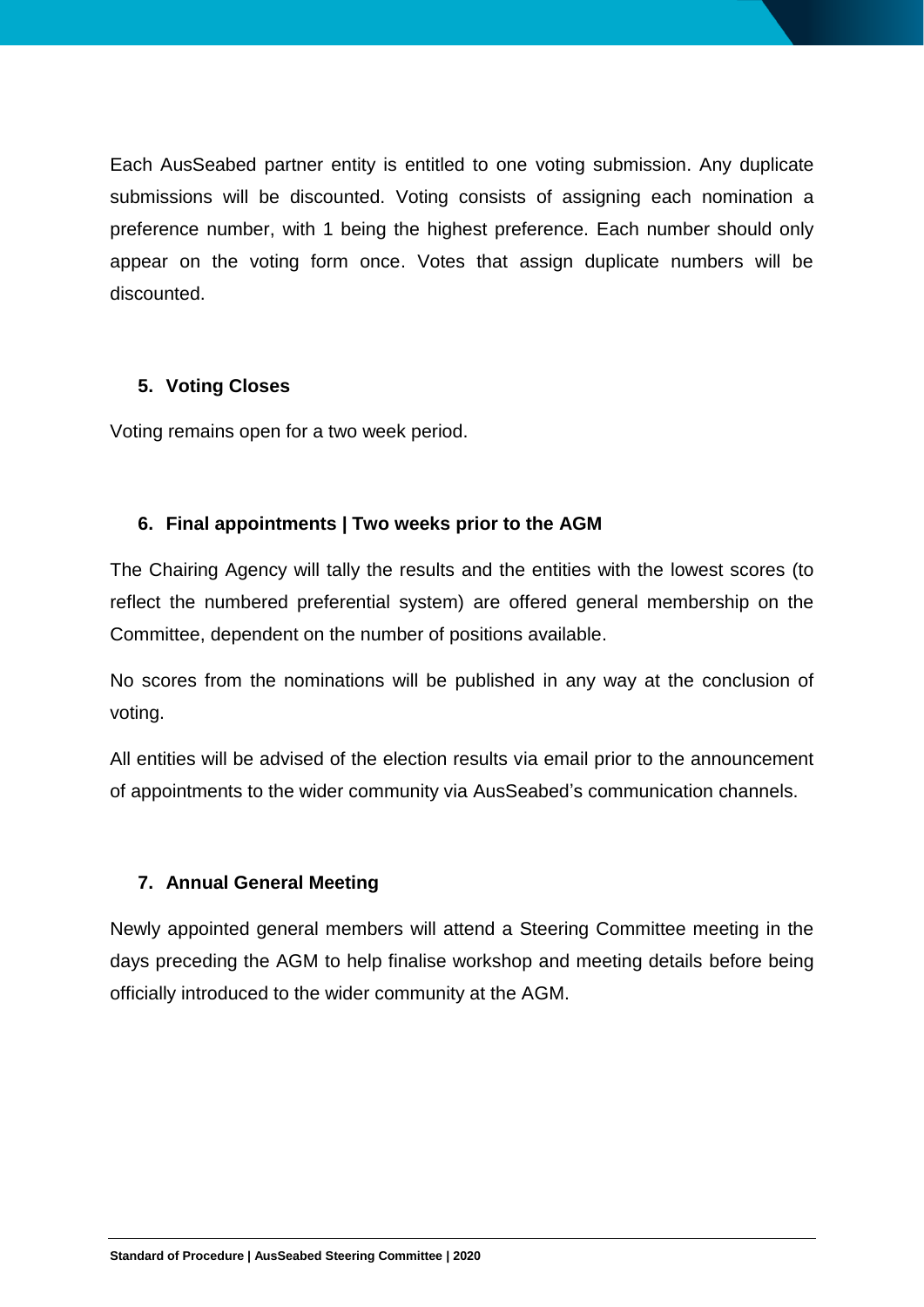Each AusSeabed partner entity is entitled to one voting submission. Any duplicate submissions will be discounted. Voting consists of assigning each nomination a preference number, with 1 being the highest preference. Each number should only appear on the voting form once. Votes that assign duplicate numbers will be discounted.

## 5. Voting Closes

Voting remains open for a two week period.

## 6. Final appointments | Two weeks prior to the AGM

The Chairing Agency will tally the results and the entities with the lowest scores (to reflect the numbered preferential system) are offered general membership on the Committee, dependent on the number of positions available.

No scores from the nominations will be published in any way at the conclusion of voting.

All entities will be advised of the election results via email prior to the announcement of appointments to the wider community via AusSeabed's communication channels.

## 7. Annual General Meeting

Newly appointed general members will attend a Steering Committee meeting in the days preceding the AGM to help finalise workshop and meeting details before being officially introduced to the wider community at the AGM.